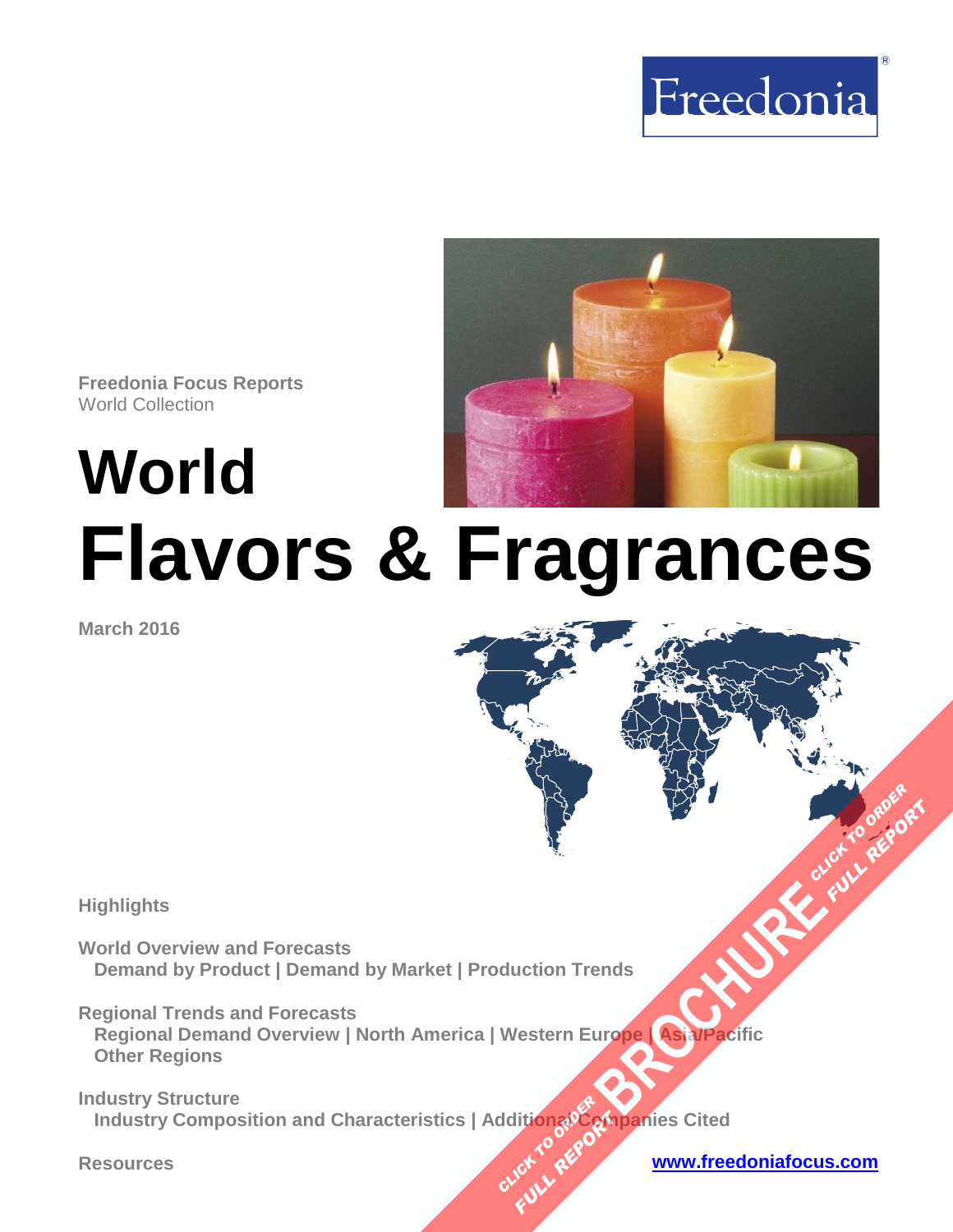Freedonia

Freedonia Focus Reports
World Collection

# World Flavors & Fragrances

March 2016

**Highlights**

**World Overview and Forecasts**
Demand by Product | Demand by Market | Production Trends

**Regional Trends and Forecasts**
Regional Demand Overview | North America | Western Europe | Asia/Pacific
Other Regions

**Industry Structure**
Industry Composition and Characteristics | Additional Companies Cited

**Resources**

www.freedoniafocus.com

CLICK TO ORDER FULL REPORT BROCHURE CLICK TO ORDER FULL REPORT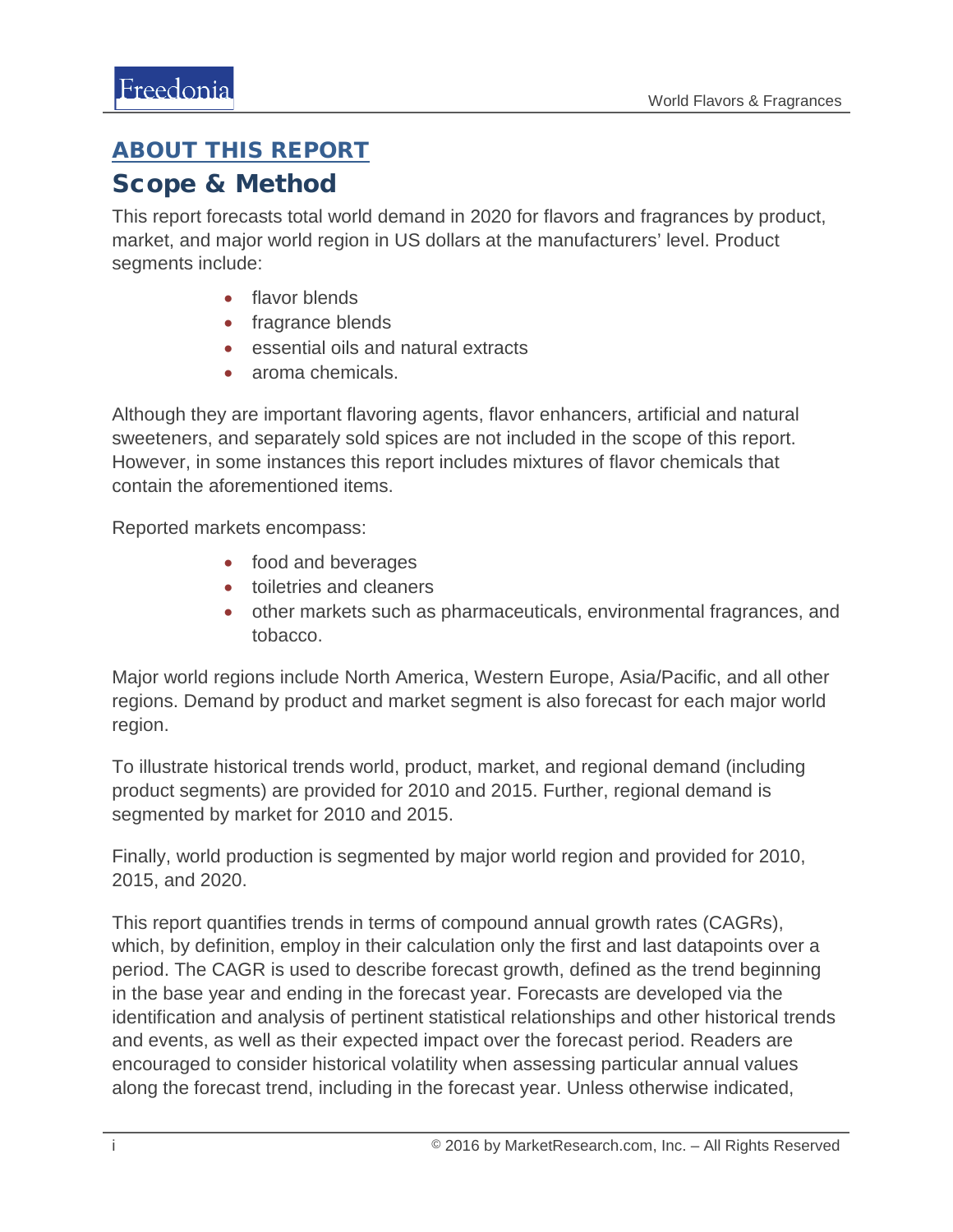## ABOUT THIS REPORT

## Scope & Method

This report forecasts total world demand in 2020 for flavors and fragrances by product, market, and major world region in US dollars at the manufacturers' level. Product segments include:

- flavor blends
- fragrance blends
- essential oils and natural extracts
- aroma chemicals.

Although they are important flavoring agents, flavor enhancers, artificial and natural sweeteners, and separately sold spices are not included in the scope of this report. However, in some instances this report includes mixtures of flavor chemicals that contain the aforementioned items.

Reported markets encompass:

- food and beverages
- toiletries and cleaners
- other markets such as pharmaceuticals, environmental fragrances, and tobacco.

Major world regions include North America, Western Europe, Asia/Pacific, and all other regions. Demand by product and market segment is also forecast for each major world region.

To illustrate historical trends world, product, market, and regional demand (including product segments) are provided for 2010 and 2015. Further, regional demand is segmented by market for 2010 and 2015.

Finally, world production is segmented by major world region and provided for 2010, 2015, and 2020.

This report quantifies trends in terms of compound annual growth rates (CAGRs), which, by definition, employ in their calculation only the first and last datapoints over a period. The CAGR is used to describe forecast growth, defined as the trend beginning in the base year and ending in the forecast year. Forecasts are developed via the identification and analysis of pertinent statistical relationships and other historical trends and events, as well as their expected impact over the forecast period. Readers are encouraged to consider historical volatility when assessing particular annual values along the forecast trend, including in the forecast year. Unless otherwise indicated,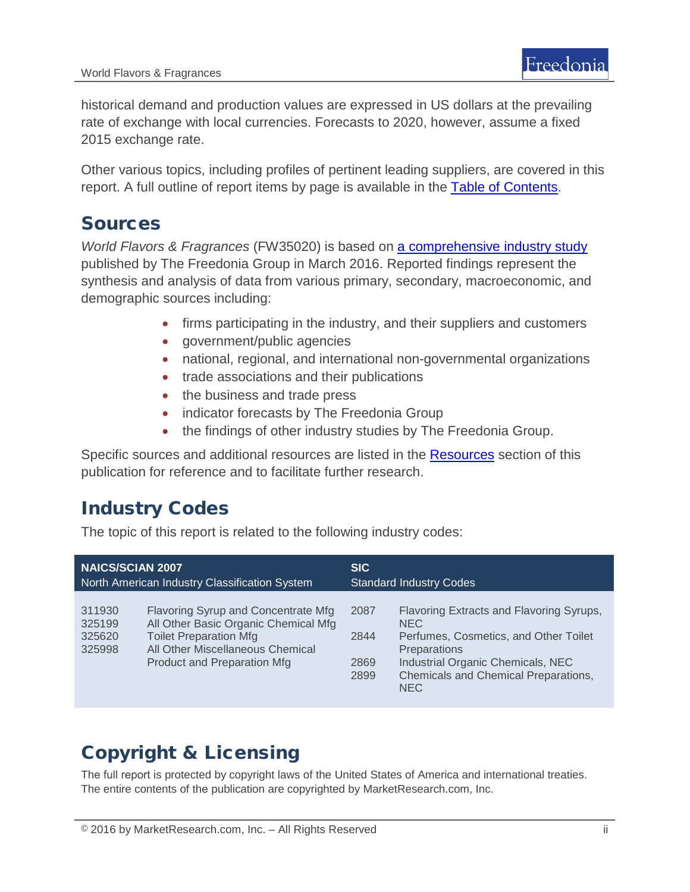historical demand and production values are expressed in US dollars at the prevailing rate of exchange with local currencies. Forecasts to 2020, however, assume a fixed 2015 exchange rate.

Other various topics, including profiles of pertinent leading suppliers, are covered in this report. A full outline of report items by page is available in the Table of Contents.

## Sources

*World Flavors & Fragrances* (FW35020) is based on a comprehensive industry study published by The Freedonia Group in March 2016. Reported findings represent the synthesis and analysis of data from various primary, secondary, macroeconomic, and demographic sources including:

- firms participating in the industry, and their suppliers and customers
- government/public agencies
- national, regional, and international non-governmental organizations
- trade associations and their publications
- the business and trade press
- indicator forecasts by The Freedonia Group
- the findings of other industry studies by The Freedonia Group.

Specific sources and additional resources are listed in the Resources section of this publication for reference and to facilitate further research.

## Industry Codes

The topic of this report is related to the following industry codes:

| NAICS/SCIAN 2007 North American Industry Classification System | | SIC Standard Industry Codes | |
|---|---|---|---|
| 311930 | Flavoring Syrup and Concentrate Mfg | 2087 | Flavoring Extracts and Flavoring Syrups, NEC |
| 325199 | All Other Basic Organic Chemical Mfg | 2844 | Perfumes, Cosmetics, and Other Toilet Preparations |
| 325620 | Toilet Preparation Mfg | 2869 | Industrial Organic Chemicals, NEC |
| 325998 | All Other Miscellaneous Chemical Product and Preparation Mfg | 2899 | Chemicals and Chemical Preparations, NEC |

## Copyright & Licensing

The full report is protected by copyright laws of the United States of America and international treaties. The entire contents of the publication are copyrighted by MarketResearch.com, Inc.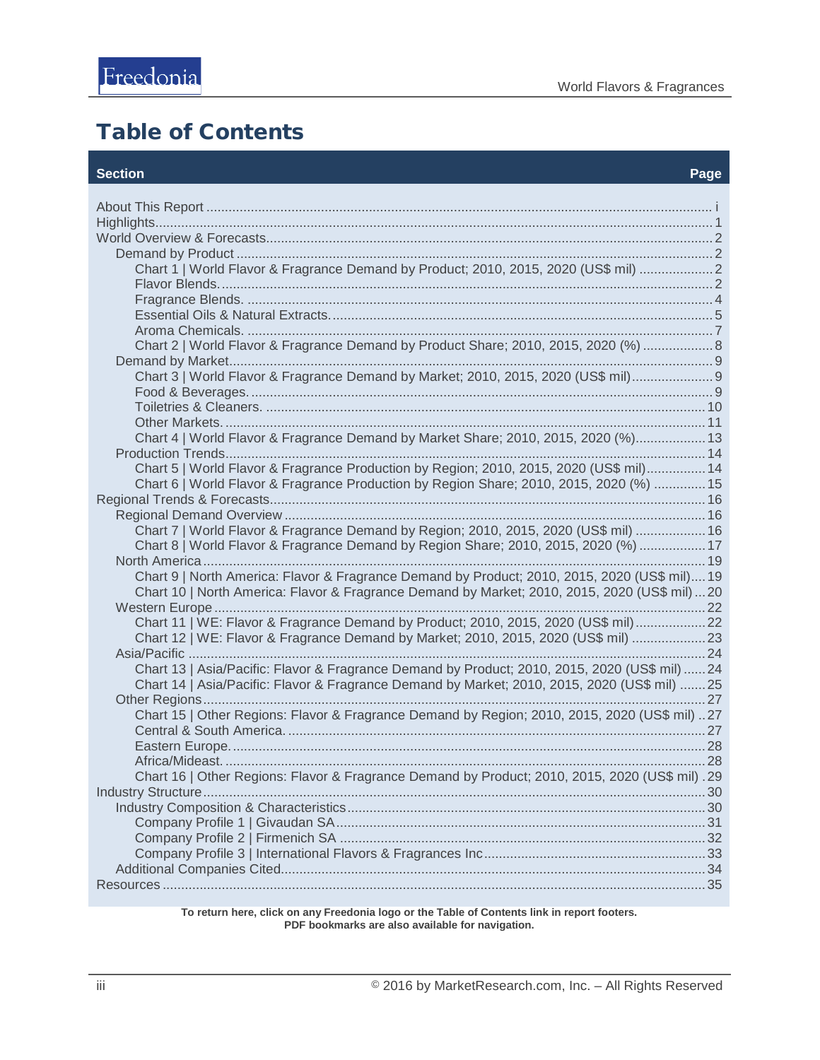# Table of Contents

| Section | Page |
|---|---|
| About This Report | i |
| Highlights | 1 |
| World Overview & Forecasts | 2 |
| Demand by Product | 2 |
| Chart 1 \| World Flavor & Fragrance Demand by Product; 2010, 2015, 2020 (US$ mil) | 2 |
| Flavor Blends. | 2 |
| Fragrance Blends. | 4 |
| Essential Oils & Natural Extracts. | 5 |
| Aroma Chemicals. | 7 |
| Chart 2 \| World Flavor & Fragrance Demand by Product Share; 2010, 2015, 2020 (%) | 8 |
| Demand by Market | 9 |
| Chart 3 \| World Flavor & Fragrance Demand by Market; 2010, 2015, 2020 (US$ mil) | 9 |
| Food & Beverages. | 9 |
| Toiletries & Cleaners. | 10 |
| Other Markets. | 11 |
| Chart 4 \| World Flavor & Fragrance Demand by Market Share; 2010, 2015, 2020 (%) | 13 |
| Production Trends | 14 |
| Chart 5 \| World Flavor & Fragrance Production by Region; 2010, 2015, 2020 (US$ mil) | 14 |
| Chart 6 \| World Flavor & Fragrance Production by Region Share; 2010, 2015, 2020 (%) | 15 |
| Regional Trends & Forecasts | 16 |
| Regional Demand Overview | 16 |
| Chart 7 \| World Flavor & Fragrance Demand by Region; 2010, 2015, 2020 (US$ mil) | 16 |
| Chart 8 \| World Flavor & Fragrance Demand by Region Share; 2010, 2015, 2020 (%) | 17 |
| North America | 19 |
| Chart 9 \| North America: Flavor & Fragrance Demand by Product; 2010, 2015, 2020 (US$ mil) | 19 |
| Chart 10 \| North America: Flavor & Fragrance Demand by Market; 2010, 2015, 2020 (US$ mil) | 20 |
| Western Europe | 22 |
| Chart 11 \| WE: Flavor & Fragrance Demand by Product; 2010, 2015, 2020 (US$ mil) | 22 |
| Chart 12 \| WE: Flavor & Fragrance Demand by Market; 2010, 2015, 2020 (US$ mil) | 23 |
| Asia/Pacific | 24 |
| Chart 13 \| Asia/Pacific: Flavor & Fragrance Demand by Product; 2010, 2015, 2020 (US$ mil) | 24 |
| Chart 14 \| Asia/Pacific: Flavor & Fragrance Demand by Market; 2010, 2015, 2020 (US$ mil) | 25 |
| Other Regions | 27 |
| Chart 15 \| Other Regions: Flavor & Fragrance Demand by Region; 2010, 2015, 2020 (US$ mil) | 27 |
| Central & South America. | 27 |
| Eastern Europe. | 28 |
| Africa/Mideast. | 28 |
| Chart 16 \| Other Regions: Flavor & Fragrance Demand by Product; 2010, 2015, 2020 (US$ mil) | 29 |
| Industry Structure | 30 |
| Industry Composition & Characteristics | 30 |
| Company Profile 1 \| Givaudan SA | 31 |
| Company Profile 2 \| Firmenich SA | 32 |
| Company Profile 3 \| International Flavors & Fragrances Inc | 33 |
| Additional Companies Cited | 34 |
| Resources | 35 |

**To return here, click on any Freedonia logo or the Table of Contents link in report footers.**
**PDF bookmarks are also available for navigation.**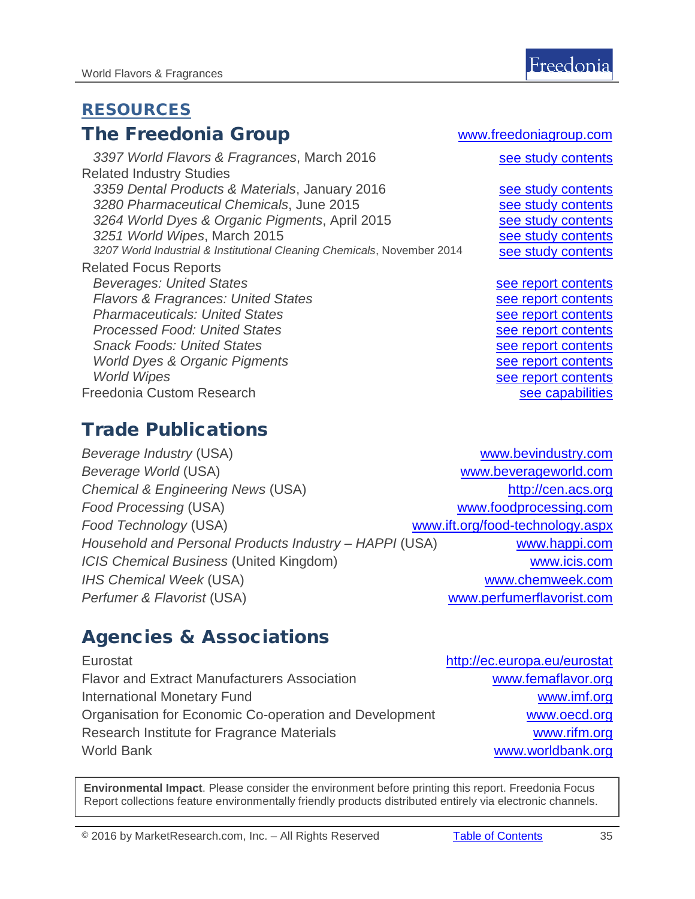## RESOURCES

## The Freedonia Group

www.freedoniagroup.com

*3397 World Flavors & Fragrances*, March 2016 — see study contents

Related Industry Studies

- *3359 Dental Products & Materials*, January 2016 — see study contents
- *3280 Pharmaceutical Chemicals*, June 2015 — see study contents
- *3264 World Dyes & Organic Pigments*, April 2015 — see study contents
- *3251 World Wipes*, March 2015 — see study contents
- *3207 World Industrial & Institutional Cleaning Chemicals*, November 2014 — see study contents

Related Focus Reports

- *Beverages: United States* — see report contents
- *Flavors & Fragrances: United States* — see report contents
- *Pharmaceuticals: United States* — see report contents
- *Processed Food: United States* — see report contents
- *Snack Foods: United States* — see report contents
- *World Dyes & Organic Pigments* — see report contents
- *World Wipes* — see report contents

Freedonia Custom Research — see capabilities

## Trade Publications

| | |
|---|---|
| *Beverage Industry* (USA) | www.bevindustry.com |
| *Beverage World* (USA) | www.beverageworld.com |
| *Chemical & Engineering News* (USA) | http://cen.acs.org |
| *Food Processing* (USA) | www.foodprocessing.com |
| *Food Technology* (USA) | www.ift.org/food-technology.aspx |
| *Household and Personal Products Industry – HAPPI* (USA) | www.happi.com |
| *ICIS Chemical Business* (United Kingdom) | www.icis.com |
| *IHS Chemical Week* (USA) | www.chemweek.com |
| *Perfumer & Flavorist* (USA) | www.perfumerflavorist.com |

## Agencies & Associations

| | |
|---|---|
| Eurostat | http://ec.europa.eu/eurostat |
| Flavor and Extract Manufacturers Association | www.femaflavor.org |
| International Monetary Fund | www.imf.org |
| Organisation for Economic Co-operation and Development | www.oecd.org |
| Research Institute for Fragrance Materials | www.rifm.org |
| World Bank | www.worldbank.org |

**Environmental Impact**. Please consider the environment before printing this report. Freedonia Focus Report collections feature environmentally friendly products distributed entirely via electronic channels.